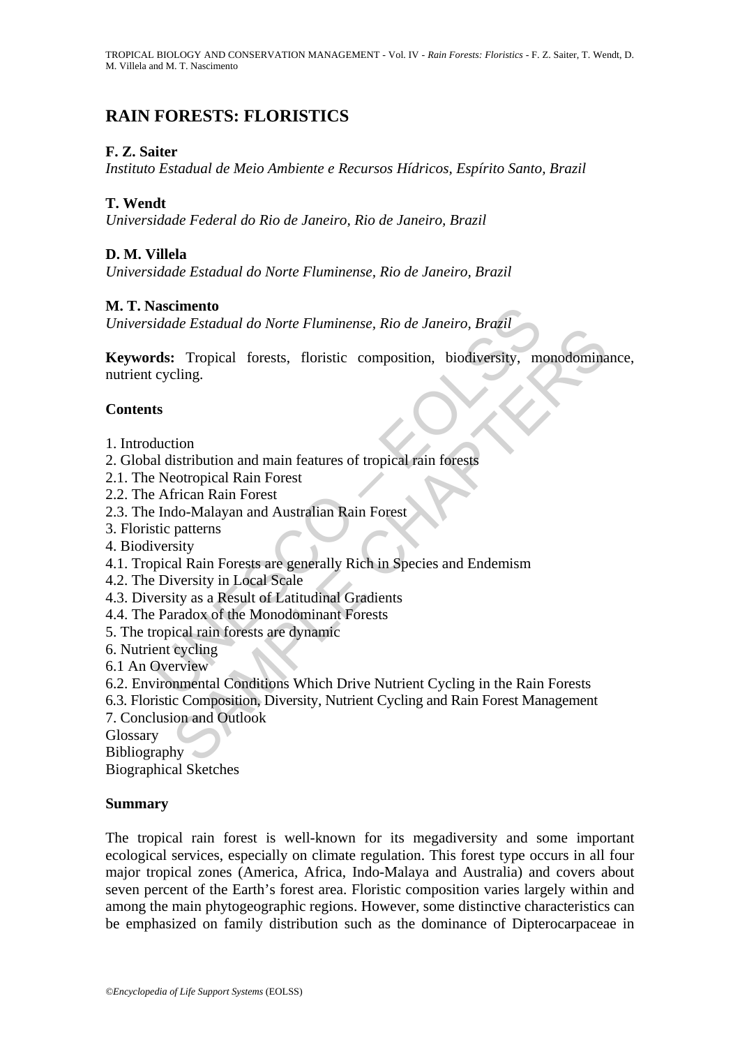# RAIN FORESTS: FLORISTICS

**F. Z. Saiter**
*Instituto Estadual de Meio Ambiente e Recursos Hídricos, Espírito Santo, Brazil*

**T. Wendt**
*Universidade Federal do Rio de Janeiro, Rio de Janeiro, Brazil*

**D. M. Villela**
*Universidade Estadual do Norte Fluminense, Rio de Janeiro, Brazil*

**M. T. Nascimento**
*Universidade Estadual do Norte Fluminense, Rio de Janeiro, Brazil*

**Keywords:** Tropical forests, floristic composition, biodiversity, monodominance, nutrient cycling.

## Contents

1. Introduction
2. Global distribution and main features of tropical rain forests
2.1. The Neotropical Rain Forest
2.2. The African Rain Forest
2.3. The Indo-Malayan and Australian Rain Forest
3. Floristic patterns
4. Biodiversity
4.1. Tropical Rain Forests are generally Rich in Species and Endemism
4.2. The Diversity in Local Scale
4.3. Diversity as a Result of Latitudinal Gradients
4.4. The Paradox of the Monodominant Forests
5. The tropical rain forests are dynamic
6. Nutrient cycling
6.1 An Overview
6.2. Environmental Conditions Which Drive Nutrient Cycling in the Rain Forests
6.3. Floristic Composition, Diversity, Nutrient Cycling and Rain Forest Management
7. Conclusion and Outlook
Glossary
Bibliography
Biographical Sketches

## Summary

The tropical rain forest is well-known for its megadiversity and some important ecological services, especially on climate regulation. This forest type occurs in all four major tropical zones (America, Africa, Indo-Malaya and Australia) and covers about seven percent of the Earth's forest area. Floristic composition varies largely within and among the main phytogeographic regions. However, some distinctive characteristics can be emphasized on family distribution such as the dominance of Dipterocarpaceae in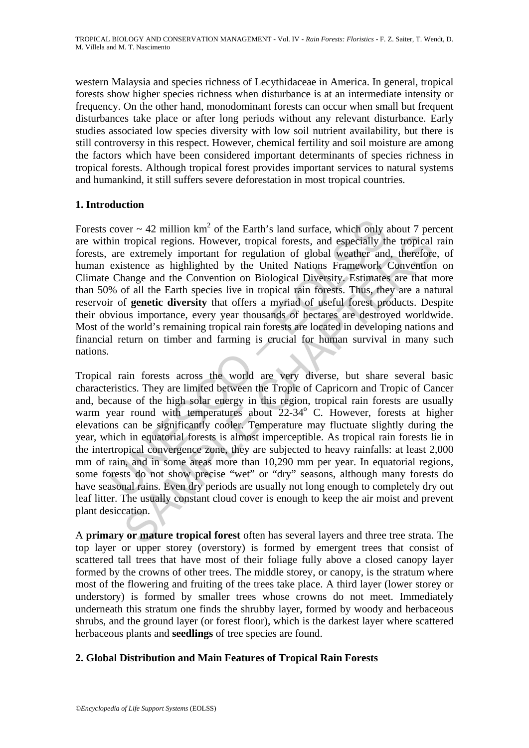western Malaysia and species richness of Lecythidaceae in America. In general, tropical forests show higher species richness when disturbance is at an intermediate intensity or frequency. On the other hand, monodominant forests can occur when small but frequent disturbances take place or after long periods without any relevant disturbance. Early studies associated low species diversity with low soil nutrient availability, but there is still controversy in this respect. However, chemical fertility and soil moisture are among the factors which have been considered important determinants of species richness in tropical forests. Although tropical forest provides important services to natural systems and humankind, it still suffers severe deforestation in most tropical countries.

## 1. Introduction

Forests cover ~ 42 million km$^2$ of the Earth's land surface, which only about 7 percent are within tropical regions. However, tropical forests, and especially the tropical rain forests, are extremely important for regulation of global weather and, therefore, of human existence as highlighted by the United Nations Framework Convention on Climate Change and the Convention on Biological Diversity. Estimates are that more than 50% of all the Earth species live in tropical rain forests. Thus, they are a natural reservoir of **genetic diversity** that offers a myriad of useful forest products. Despite their obvious importance, every year thousands of hectares are destroyed worldwide. Most of the world's remaining tropical rain forests are located in developing nations and financial return on timber and farming is crucial for human survival in many such nations.

Tropical rain forests across the world are very diverse, but share several basic characteristics. They are limited between the Tropic of Capricorn and Tropic of Cancer and, because of the high solar energy in this region, tropical rain forests are usually warm year round with temperatures about 22-34$^o$ C. However, forests at higher elevations can be significantly cooler. Temperature may fluctuate slightly during the year, which in equatorial forests is almost imperceptible. As tropical rain forests lie in the intertropical convergence zone, they are subjected to heavy rainfalls: at least 2,000 mm of rain, and in some areas more than 10,290 mm per year. In equatorial regions, some forests do not show precise "wet" or "dry" seasons, although many forests do have seasonal rains. Even dry periods are usually not long enough to completely dry out leaf litter. The usually constant cloud cover is enough to keep the air moist and prevent plant desiccation.

A **primary or mature tropical forest** often has several layers and three tree strata. The top layer or upper storey (overstory) is formed by emergent trees that consist of scattered tall trees that have most of their foliage fully above a closed canopy layer formed by the crowns of other trees. The middle storey, or canopy, is the stratum where most of the flowering and fruiting of the trees take place. A third layer (lower storey or understory) is formed by smaller trees whose crowns do not meet. Immediately underneath this stratum one finds the shrubby layer, formed by woody and herbaceous shrubs, and the ground layer (or forest floor), which is the darkest layer where scattered herbaceous plants and **seedlings** of tree species are found.

## 2. Global Distribution and Main Features of Tropical Rain Forests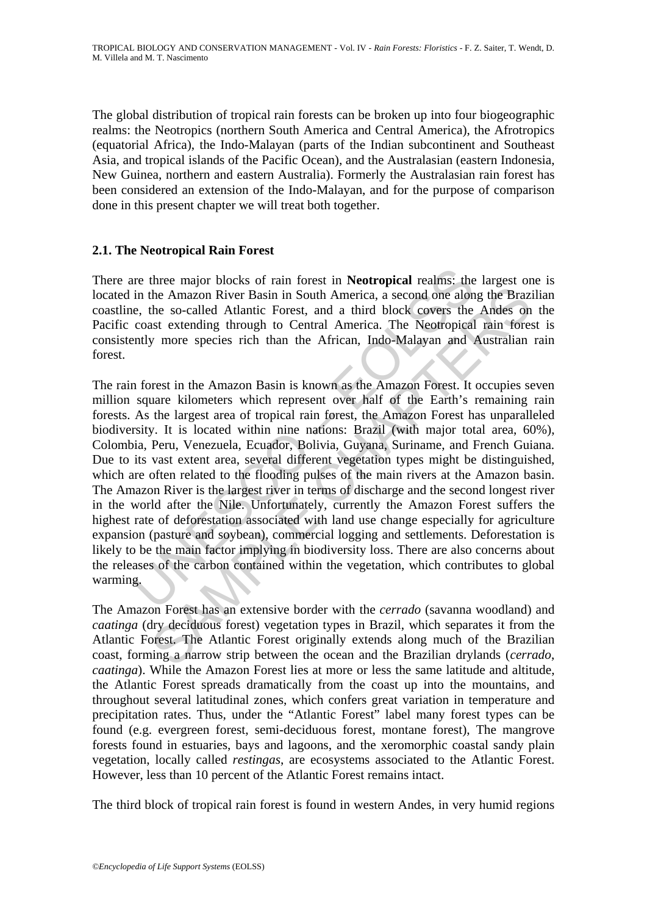The global distribution of tropical rain forests can be broken up into four biogeographic realms: the Neotropics (northern South America and Central America), the Afrotropics (equatorial Africa), the Indo-Malayan (parts of the Indian subcontinent and Southeast Asia, and tropical islands of the Pacific Ocean), and the Australasian (eastern Indonesia, New Guinea, northern and eastern Australia). Formerly the Australasian rain forest has been considered an extension of the Indo-Malayan, and for the purpose of comparison done in this present chapter we will treat both together.

## 2.1. The Neotropical Rain Forest

There are three major blocks of rain forest in **Neotropical** realms: the largest one is located in the Amazon River Basin in South America, a second one along the Brazilian coastline, the so-called Atlantic Forest, and a third block covers the Andes on the Pacific coast extending through to Central America. The Neotropical rain forest is consistently more species rich than the African, Indo-Malayan and Australian rain forest.

The rain forest in the Amazon Basin is known as the Amazon Forest. It occupies seven million square kilometers which represent over half of the Earth's remaining rain forests. As the largest area of tropical rain forest, the Amazon Forest has unparalleled biodiversity. It is located within nine nations: Brazil (with major total area, 60%), Colombia, Peru, Venezuela, Ecuador, Bolivia, Guyana, Suriname, and French Guiana. Due to its vast extent area, several different vegetation types might be distinguished, which are often related to the flooding pulses of the main rivers at the Amazon basin. The Amazon River is the largest river in terms of discharge and the second longest river in the world after the Nile. Unfortunately, currently the Amazon Forest suffers the highest rate of deforestation associated with land use change especially for agriculture expansion (pasture and soybean), commercial logging and settlements. Deforestation is likely to be the main factor implying in biodiversity loss. There are also concerns about the releases of the carbon contained within the vegetation, which contributes to global warming.

The Amazon Forest has an extensive border with the *cerrado* (savanna woodland) and *caatinga* (dry deciduous forest) vegetation types in Brazil, which separates it from the Atlantic Forest. The Atlantic Forest originally extends along much of the Brazilian coast, forming a narrow strip between the ocean and the Brazilian drylands (*cerrado*, *caatinga*). While the Amazon Forest lies at more or less the same latitude and altitude, the Atlantic Forest spreads dramatically from the coast up into the mountains, and throughout several latitudinal zones, which confers great variation in temperature and precipitation rates. Thus, under the "Atlantic Forest" label many forest types can be found (e.g. evergreen forest, semi-deciduous forest, montane forest), The mangrove forests found in estuaries, bays and lagoons, and the xeromorphic coastal sandy plain vegetation, locally called *restingas*, are ecosystems associated to the Atlantic Forest. However, less than 10 percent of the Atlantic Forest remains intact.

The third block of tropical rain forest is found in western Andes, in very humid regions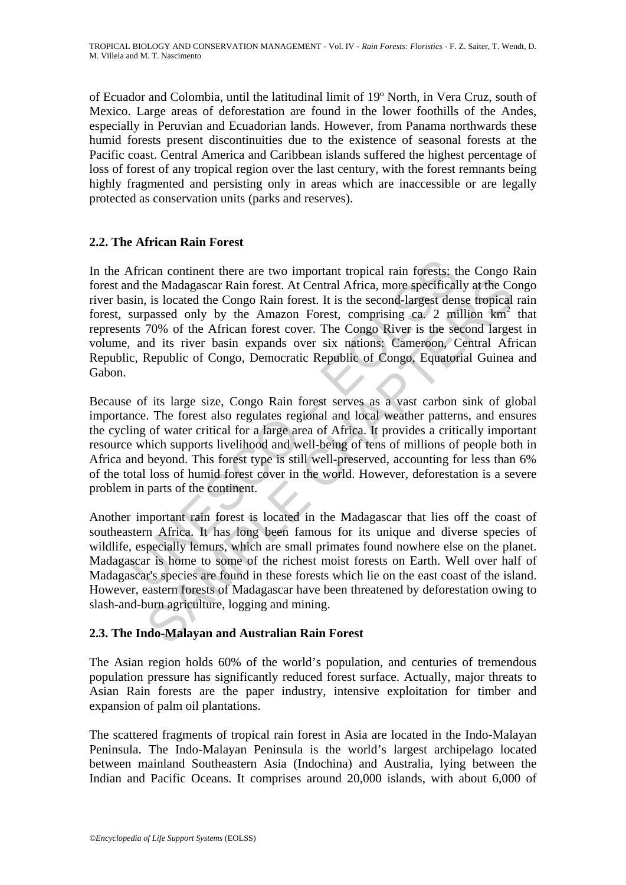of Ecuador and Colombia, until the latitudinal limit of 19º North, in Vera Cruz, south of Mexico. Large areas of deforestation are found in the lower foothills of the Andes, especially in Peruvian and Ecuadorian lands. However, from Panama northwards these humid forests present discontinuities due to the existence of seasonal forests at the Pacific coast. Central America and Caribbean islands suffered the highest percentage of loss of forest of any tropical region over the last century, with the forest remnants being highly fragmented and persisting only in areas which are inaccessible or are legally protected as conservation units (parks and reserves).

## 2.2. The African Rain Forest

In the African continent there are two important tropical rain forests: the Congo Rain forest and the Madagascar Rain forest. At Central Africa, more specifically at the Congo river basin, is located the Congo Rain forest. It is the second-largest dense tropical rain forest, surpassed only by the Amazon Forest, comprising ca. 2 million $km^2$ that represents 70% of the African forest cover. The Congo River is the second largest in volume, and its river basin expands over six nations: Cameroon, Central African Republic, Republic of Congo, Democratic Republic of Congo, Equatorial Guinea and Gabon.

Because of its large size, Congo Rain forest serves as a vast carbon sink of global importance. The forest also regulates regional and local weather patterns, and ensures the cycling of water critical for a large area of Africa. It provides a critically important resource which supports livelihood and well-being of tens of millions of people both in Africa and beyond. This forest type is still well-preserved, accounting for less than 6% of the total loss of humid forest cover in the world. However, deforestation is a severe problem in parts of the continent.

Another important rain forest is located in the Madagascar that lies off the coast of southeastern Africa. It has long been famous for its unique and diverse species of wildlife, especially lemurs, which are small primates found nowhere else on the planet. Madagascar is home to some of the richest moist forests on Earth. Well over half of Madagascar's species are found in these forests which lie on the east coast of the island. However, eastern forests of Madagascar have been threatened by deforestation owing to slash-and-burn agriculture, logging and mining.

## 2.3. The Indo-Malayan and Australian Rain Forest

The Asian region holds 60% of the world's population, and centuries of tremendous population pressure has significantly reduced forest surface. Actually, major threats to Asian Rain forests are the paper industry, intensive exploitation for timber and expansion of palm oil plantations.

The scattered fragments of tropical rain forest in Asia are located in the Indo-Malayan Peninsula. The Indo-Malayan Peninsula is the world's largest archipelago located between mainland Southeastern Asia (Indochina) and Australia, lying between the Indian and Pacific Oceans. It comprises around 20,000 islands, with about 6,000 of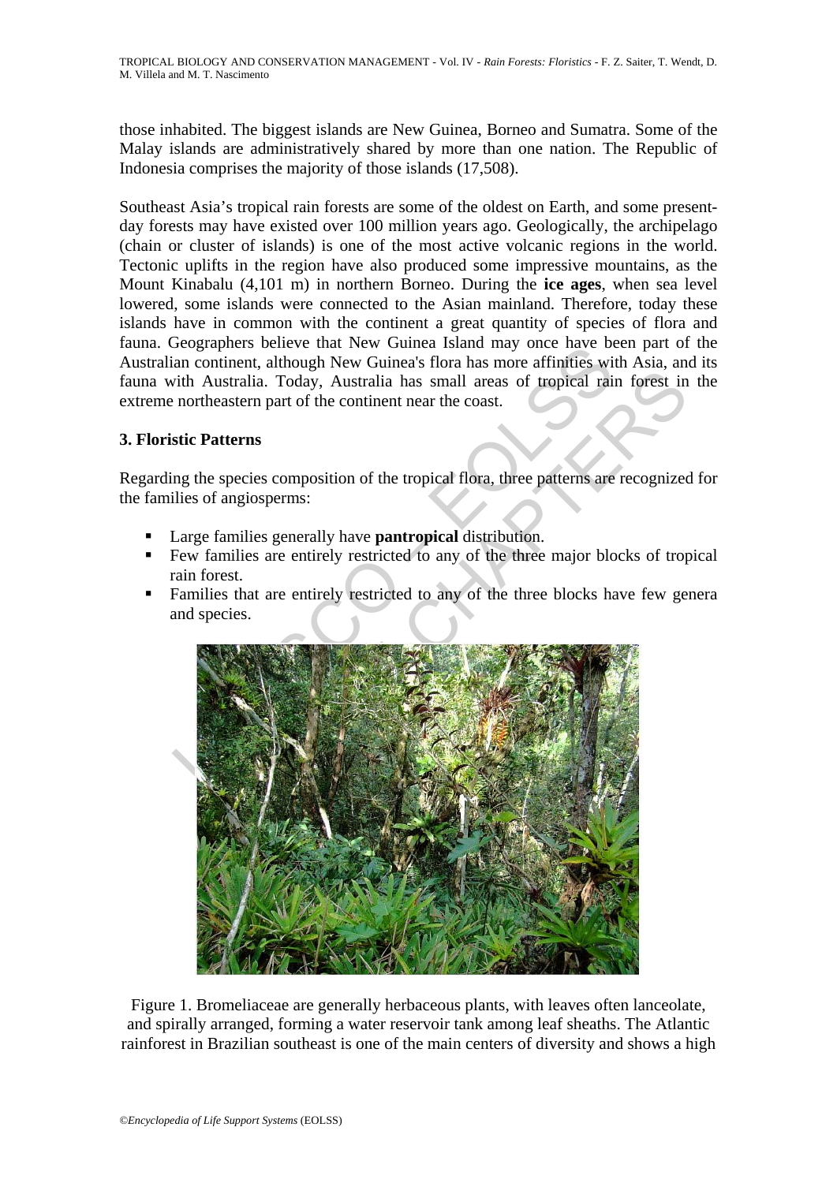those inhabited. The biggest islands are New Guinea, Borneo and Sumatra. Some of the Malay islands are administratively shared by more than one nation. The Republic of Indonesia comprises the majority of those islands (17,508).

Southeast Asia's tropical rain forests are some of the oldest on Earth, and some present-day forests may have existed over 100 million years ago. Geologically, the archipelago (chain or cluster of islands) is one of the most active volcanic regions in the world. Tectonic uplifts in the region have also produced some impressive mountains, as the Mount Kinabalu (4,101 m) in northern Borneo. During the **ice ages**, when sea level lowered, some islands were connected to the Asian mainland. Therefore, today these islands have in common with the continent a great quantity of species of flora and fauna. Geographers believe that New Guinea Island may once have been part of the Australian continent, although New Guinea's flora has more affinities with Asia, and its fauna with Australia. Today, Australia has small areas of tropical rain forest in the extreme northeastern part of the continent near the coast.

## 3. Floristic Patterns

Regarding the species composition of the tropical flora, three patterns are recognized for the families of angiosperms:

- Large families generally have **pantropical** distribution.
- Few families are entirely restricted to any of the three major blocks of tropical rain forest.
- Families that are entirely restricted to any of the three blocks have few genera and species.

Figure 1. Bromeliaceae are generally herbaceous plants, with leaves often lanceolate, and spirally arranged, forming a water reservoir tank among leaf sheaths. The Atlantic rainforest in Brazilian southeast is one of the main centers of diversity and shows a high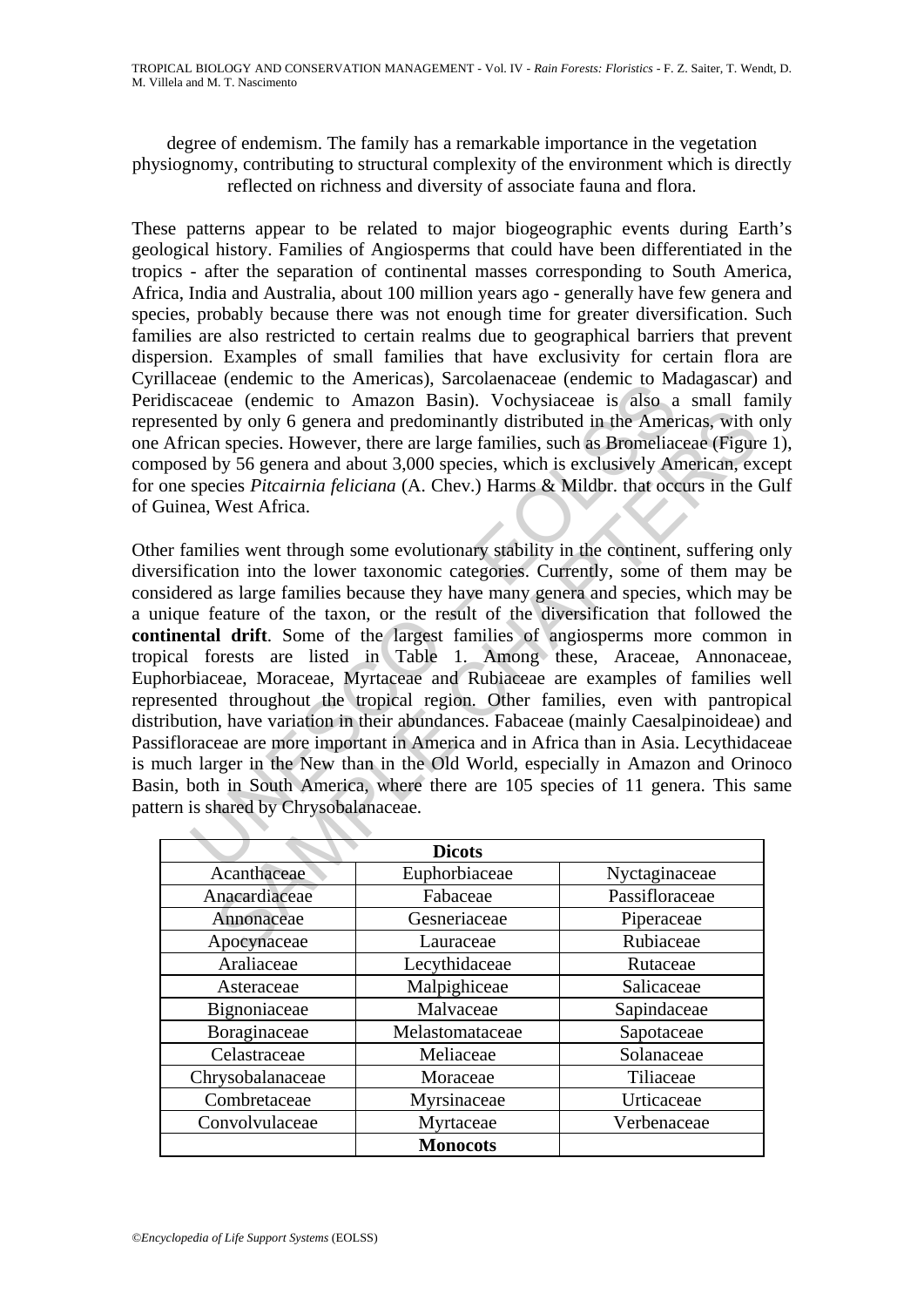degree of endemism. The family has a remarkable importance in the vegetation physiognomy, contributing to structural complexity of the environment which is directly reflected on richness and diversity of associate fauna and flora.

These patterns appear to be related to major biogeographic events during Earth's geological history. Families of Angiosperms that could have been differentiated in the tropics - after the separation of continental masses corresponding to South America, Africa, India and Australia, about 100 million years ago - generally have few genera and species, probably because there was not enough time for greater diversification. Such families are also restricted to certain realms due to geographical barriers that prevent dispersion. Examples of small families that have exclusivity for certain flora are Cyrillaceae (endemic to the Americas), Sarcolaenaceae (endemic to Madagascar) and Peridiscaceae (endemic to Amazon Basin). Vochysiaceae is also a small family represented by only 6 genera and predominantly distributed in the Americas, with only one African species. However, there are large families, such as Bromeliaceae (Figure 1), composed by 56 genera and about 3,000 species, which is exclusively American, except for one species *Pitcairnia feliciana* (A. Chev.) Harms & Mildbr. that occurs in the Gulf of Guinea, West Africa.

Other families went through some evolutionary stability in the continent, suffering only diversification into the lower taxonomic categories. Currently, some of them may be considered as large families because they have many genera and species, which may be a unique feature of the taxon, or the result of the diversification that followed the **continental drift**. Some of the largest families of angiosperms more common in tropical forests are listed in Table 1. Among these, Araceae, Annonaceae, Euphorbiaceae, Moraceae, Myrtaceae and Rubiaceae are examples of families well represented throughout the tropical region. Other families, even with pantropical distribution, have variation in their abundances. Fabaceae (mainly Caesalpinoideae) and Passifloraceae are more important in America and in Africa than in Asia. Lecythidaceae is much larger in the New than in the Old World, especially in Amazon and Orinoco Basin, both in South America, where there are 105 species of 11 genera. This same pattern is shared by Chrysobalanaceae.

| | **Dicots** | |
|---|---|---|
| Acanthaceae | Euphorbiaceae | Nyctaginaceae |
| Anacardiaceae | Fabaceae | Passifloraceae |
| Annonaceae | Gesneriaceae | Piperaceae |
| Apocynaceae | Lauraceae | Rubiaceae |
| Araliaceae | Lecythidaceae | Rutaceae |
| Asteraceae | Malpighiceae | Salicaceae |
| Bignoniaceae | Malvaceae | Sapindaceae |
| Boraginaceae | Melastomataceae | Sapotaceae |
| Celastraceae | Meliaceae | Solanaceae |
| Chrysobalanaceae | Moraceae | Tiliaceae |
| Combretaceae | Myrsinaceae | Urticaceae |
| Convolvulaceae | Myrtaceae | Verbenaceae |
| | **Monocots** | |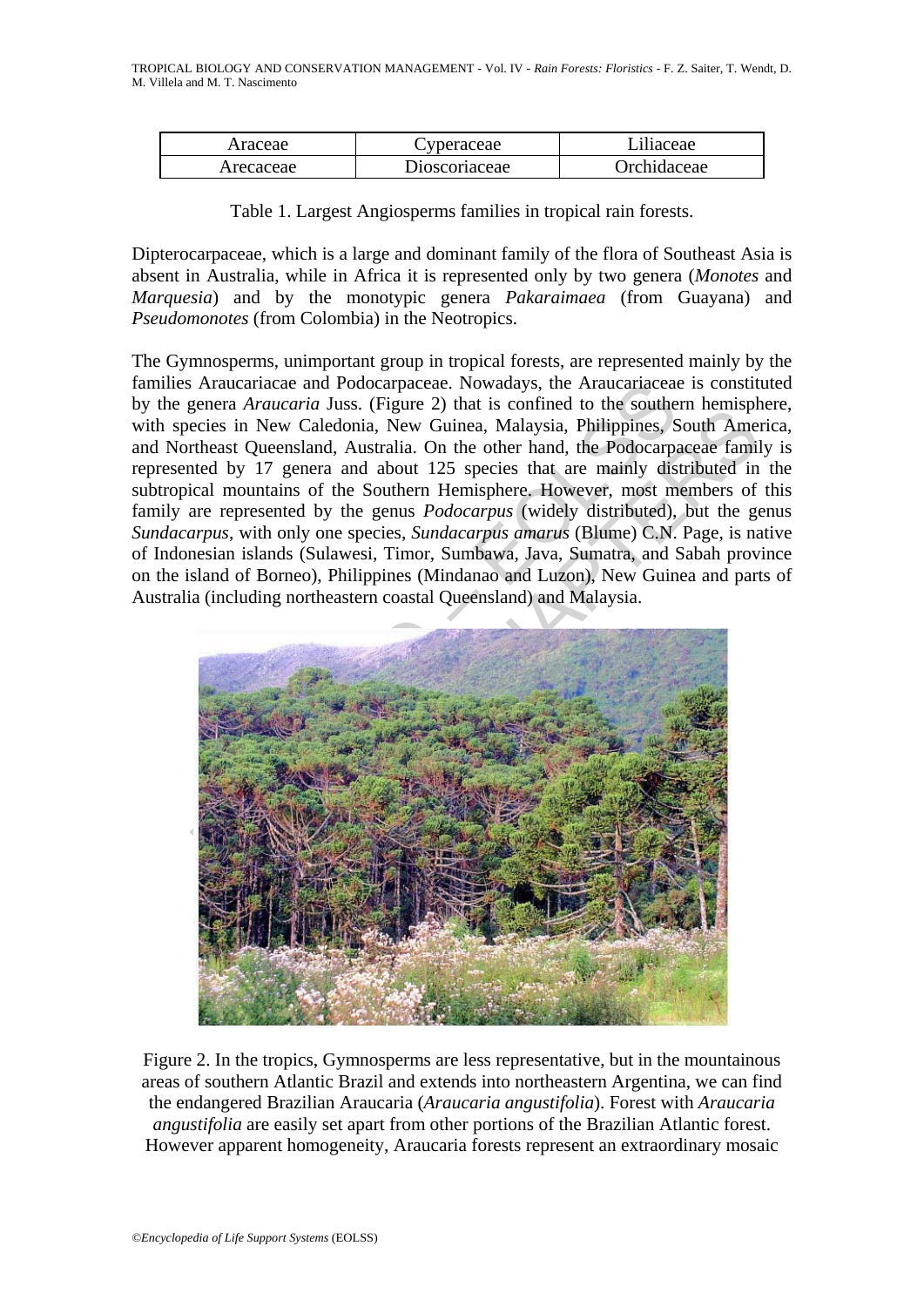| Araceae | Cyperaceae | Liliaceae |
|---|---|---|
| Arecaceae | Dioscoriaceae | Orchidaceae |

Table 1. Largest Angiosperms families in tropical rain forests.

Dipterocarpaceae, which is a large and dominant family of the flora of Southeast Asia is absent in Australia, while in Africa it is represented only by two genera (*Monotes* and *Marquesia*) and by the monotypic genera *Pakaraimaea* (from Guayana) and *Pseudomonotes* (from Colombia) in the Neotropics.

The Gymnosperms, unimportant group in tropical forests, are represented mainly by the families Araucariacae and Podocarpaceae. Nowadays, the Araucariaceae is constituted by the genera *Araucaria* Juss. (Figure 2) that is confined to the southern hemisphere, with species in New Caledonia, New Guinea, Malaysia, Philippines, South America, and Northeast Queensland, Australia. On the other hand, the Podocarpaceae family is represented by 17 genera and about 125 species that are mainly distributed in the subtropical mountains of the Southern Hemisphere. However, most members of this family are represented by the genus *Podocarpus* (widely distributed), but the genus *Sundacarpus*, with only one species, *Sundacarpus amarus* (Blume) C.N. Page, is native of Indonesian islands (Sulawesi, Timor, Sumbawa, Java, Sumatra, and Sabah province on the island of Borneo), Philippines (Mindanao and Luzon), New Guinea and parts of Australia (including northeastern coastal Queensland) and Malaysia.

Figure 2. In the tropics, Gymnosperms are less representative, but in the mountainous areas of southern Atlantic Brazil and extends into northeastern Argentina, we can find the endangered Brazilian Araucaria (*Araucaria angustifolia*). Forest with *Araucaria angustifolia* are easily set apart from other portions of the Brazilian Atlantic forest. However apparent homogeneity, Araucaria forests represent an extraordinary mosaic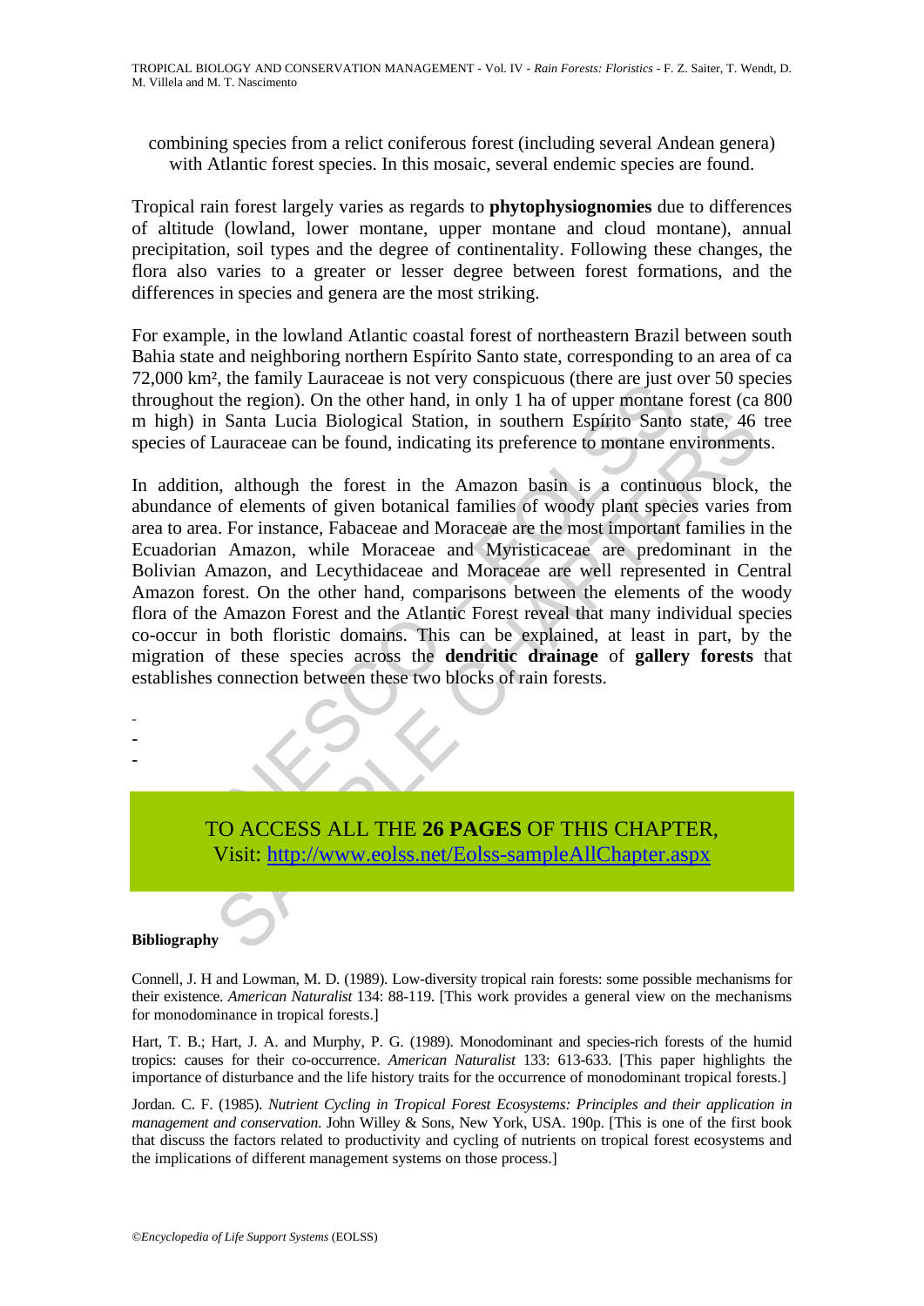combining species from a relict coniferous forest (including several Andean genera) with Atlantic forest species. In this mosaic, several endemic species are found.

Tropical rain forest largely varies as regards to **phytophysiognomies** due to differences of altitude (lowland, lower montane, upper montane and cloud montane), annual precipitation, soil types and the degree of continentality. Following these changes, the flora also varies to a greater or lesser degree between forest formations, and the differences in species and genera are the most striking.

For example, in the lowland Atlantic coastal forest of northeastern Brazil between south Bahia state and neighboring northern Espírito Santo state, corresponding to an area of ca 72,000 km², the family Lauraceae is not very conspicuous (there are just over 50 species throughout the region). On the other hand, in only 1 ha of upper montane forest (ca 800 m high) in Santa Lucia Biological Station, in southern Espírito Santo state, 46 tree species of Lauraceae can be found, indicating its preference to montane environments.

In addition, although the forest in the Amazon basin is a continuous block, the abundance of elements of given botanical families of woody plant species varies from area to area. For instance, Fabaceae and Moraceae are the most important families in the Ecuadorian Amazon, while Moraceae and Myristicaceae are predominant in the Bolivian Amazon, and Lecythidaceae and Moraceae are well represented in Central Amazon forest. On the other hand, comparisons between the elements of the woody flora of the Amazon Forest and the Atlantic Forest reveal that many individual species co-occur in both floristic domains. This can be explained, at least in part, by the migration of these species across the **dendritic drainage** of **gallery forests** that establishes connection between these two blocks of rain forests.

-
-
-

TO ACCESS ALL THE **26 PAGES** OF THIS CHAPTER,
Visit: http://www.eolss.net/Eolss-sampleAllChapter.aspx

**Bibliography**

Connell, J. H and Lowman, M. D. (1989). Low-diversity tropical rain forests: some possible mechanisms for their existence. *American Naturalist* 134: 88-119. [This work provides a general view on the mechanisms for monodominance in tropical forests.]

Hart, T. B.; Hart, J. A. and Murphy, P. G. (1989). Monodominant and species-rich forests of the humid tropics: causes for their co-occurrence. *American Naturalist* 133: 613-633. [This paper highlights the importance of disturbance and the life history traits for the occurrence of monodominant tropical forests.]

Jordan. C. F. (1985). *Nutrient Cycling in Tropical Forest Ecosystems: Principles and their application in management and conservation.* John Willey & Sons, New York, USA. 190p. [This is one of the first book that discuss the factors related to productivity and cycling of nutrients on tropical forest ecosystems and the implications of different management systems on those process.]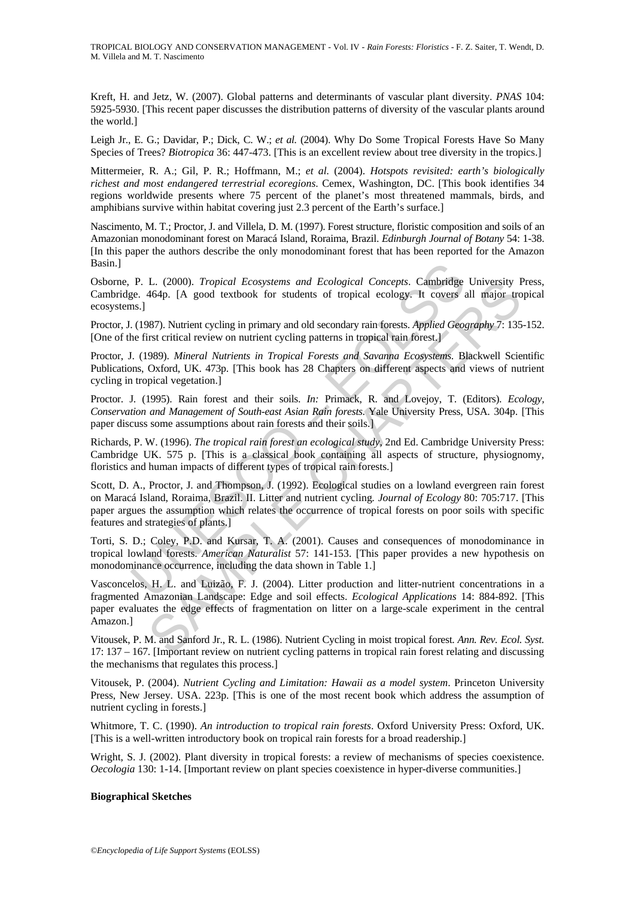Kreft, H. and Jetz, W. (2007). Global patterns and determinants of vascular plant diversity. *PNAS* 104: 5925-5930. [This recent paper discusses the distribution patterns of diversity of the vascular plants around the world.]

Leigh Jr., E. G.; Davidar, P.; Dick, C. W.; *et al.* (2004). Why Do Some Tropical Forests Have So Many Species of Trees? *Biotropica* 36: 447-473. [This is an excellent review about tree diversity in the tropics.]

Mittermeier, R. A.; Gil, P. R.; Hoffmann, M.; *et al.* (2004). *Hotspots revisited: earth's biologically richest and most endangered terrestrial ecoregions*. Cemex, Washington, DC. [This book identifies 34 regions worldwide presents where 75 percent of the planet's most threatened mammals, birds, and amphibians survive within habitat covering just 2.3 percent of the Earth's surface.]

Nascimento, M. T.; Proctor, J. and Villela, D. M. (1997). Forest structure, floristic composition and soils of an Amazonian monodominant forest on Maracá Island, Roraima, Brazil. *Edinburgh Journal of Botany* 54: 1-38. [In this paper the authors describe the only monodominant forest that has been reported for the Amazon Basin.]

Osborne, P. L. (2000). *Tropical Ecosystems and Ecological Concepts*. Cambridge University Press, Cambridge. 464p. [A good textbook for students of tropical ecology. It covers all major tropical ecosystems.]

Proctor, J. (1987). Nutrient cycling in primary and old secondary rain forests. *Applied Geography* 7: 135-152. [One of the first critical review on nutrient cycling patterns in tropical rain forest.]

Proctor, J. (1989). *Mineral Nutrients in Tropical Forests and Savanna Ecosystems*. Blackwell Scientific Publications, Oxford, UK. 473p. [This book has 28 Chapters on different aspects and views of nutrient cycling in tropical vegetation.]

Proctor. J. (1995). Rain forest and their soils. *In:* Primack, R. and Lovejoy, T. (Editors). *Ecology, Conservation and Management of South-east Asian Rain forests*. Yale University Press, USA. 304p. [This paper discuss some assumptions about rain forests and their soils.]

Richards, P. W. (1996). *The tropical rain forest an ecological study*, 2nd Ed. Cambridge University Press: Cambridge UK. 575 p. [This is a classical book containing all aspects of structure, physiognomy, floristics and human impacts of different types of tropical rain forests.]

Scott, D. A., Proctor, J. and Thompson, J. (1992). Ecological studies on a lowland evergreen rain forest on Maracá Island, Roraima, Brazil. II. Litter and nutrient cycling. *Journal of Ecology* 80: 705:717. [This paper argues the assumption which relates the occurrence of tropical forests on poor soils with specific features and strategies of plants.]

Torti, S. D.; Coley, P.D. and Kursar, T. A. (2001). Causes and consequences of monodominance in tropical lowland forests. *American Naturalist* 57: 141-153. [This paper provides a new hypothesis on monodominance occurrence, including the data shown in Table 1.]

Vasconcelos, H. L. and Luizão, F. J. (2004). Litter production and litter-nutrient concentrations in a fragmented Amazonian Landscape: Edge and soil effects. *Ecological Applications* 14: 884-892. [This paper evaluates the edge effects of fragmentation on litter on a large-scale experiment in the central Amazon.]

Vitousek, P. M. and Sanford Jr., R. L. (1986). Nutrient Cycling in moist tropical forest. *Ann. Rev. Ecol. Syst.* 17: 137 – 167. [Important review on nutrient cycling patterns in tropical rain forest relating and discussing the mechanisms that regulates this process.]

Vitousek, P. (2004). *Nutrient Cycling and Limitation: Hawaii as a model system*. Princeton University Press, New Jersey. USA. 223p. [This is one of the most recent book which address the assumption of nutrient cycling in forests.]

Whitmore, T. C. (1990). *An introduction to tropical rain forests*. Oxford University Press: Oxford, UK. [This is a well-written introductory book on tropical rain forests for a broad readership.]

Wright, S. J. (2002). Plant diversity in tropical forests: a review of mechanisms of species coexistence. *Oecologia* 130: 1-14. [Important review on plant species coexistence in hyper-diverse communities.]

**Biographical Sketches**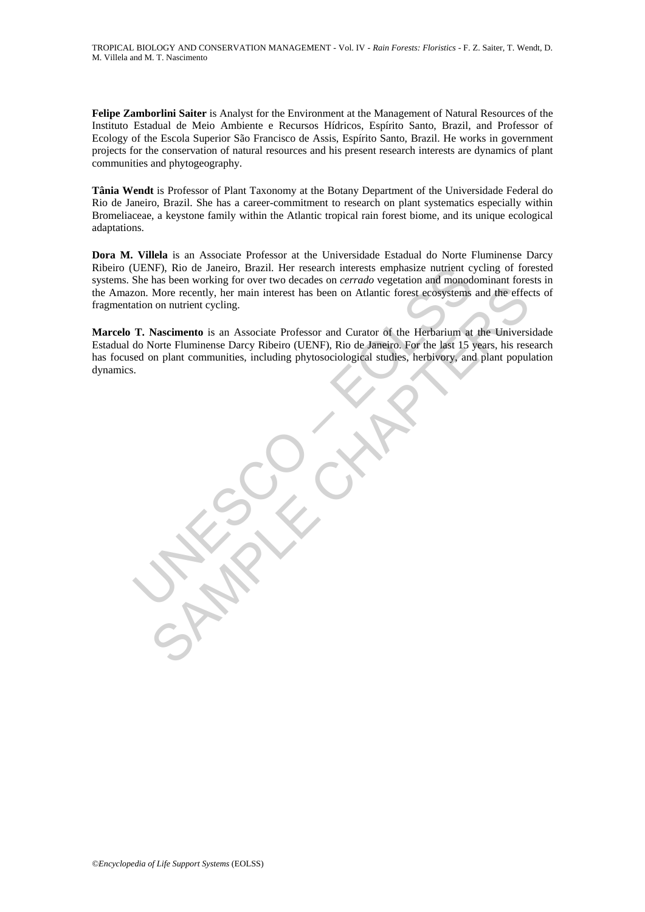**Felipe Zamborlini Saiter** is Analyst for the Environment at the Management of Natural Resources of the Instituto Estadual de Meio Ambiente e Recursos Hídricos, Espírito Santo, Brazil, and Professor of Ecology of the Escola Superior São Francisco de Assis, Espírito Santo, Brazil. He works in government projects for the conservation of natural resources and his present research interests are dynamics of plant communities and phytogeography.

**Tânia Wendt** is Professor of Plant Taxonomy at the Botany Department of the Universidade Federal do Rio de Janeiro, Brazil. She has a career-commitment to research on plant systematics especially within Bromeliaceae, a keystone family within the Atlantic tropical rain forest biome, and its unique ecological adaptations.

**Dora M. Villela** is an Associate Professor at the Universidade Estadual do Norte Fluminense Darcy Ribeiro (UENF), Rio de Janeiro, Brazil. Her research interests emphasize nutrient cycling of forested systems. She has been working for over two decades on *cerrado* vegetation and monodominant forests in the Amazon. More recently, her main interest has been on Atlantic forest ecosystems and the effects of fragmentation on nutrient cycling.

**Marcelo T. Nascimento** is an Associate Professor and Curator of the Herbarium at the Universidade Estadual do Norte Fluminense Darcy Ribeiro (UENF), Rio de Janeiro. For the last 15 years, his research has focused on plant communities, including phytosociological studies, herbivory, and plant population dynamics.